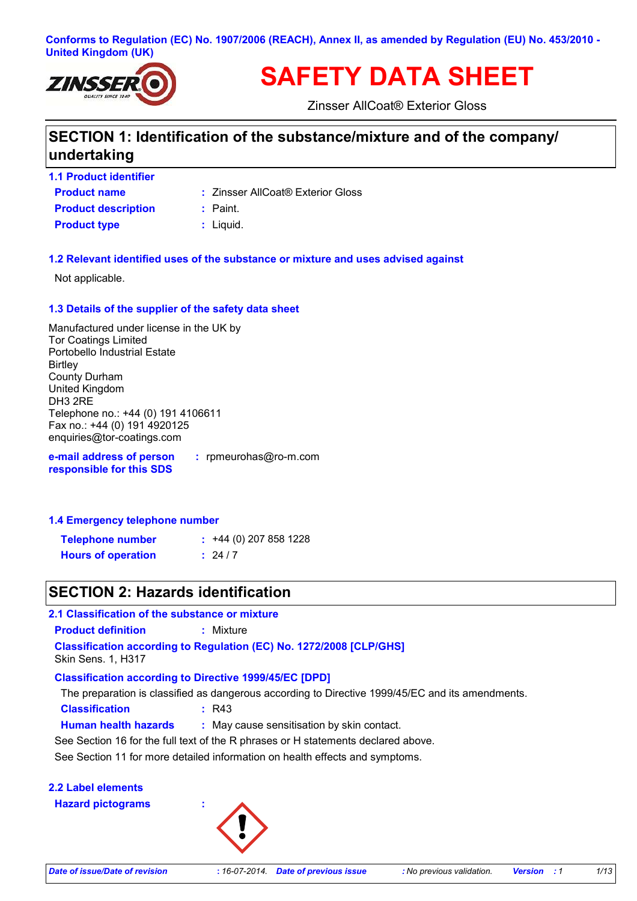Conforms to Regulation (EC) No. 1907/2006 (REACH), Annex II, as amended by Regulation (EU) No. 453/2010 - United Kingdom (UK)

# SAFETY DATA SHEET

Zinsser AllCoat® Exterior Gloss

## SECTION 1: Identification of the substance/mixture and of the company/ undertaking

### 1.1 Product identifier

**Product name** : Zinsser AllCoat® Exterior Gloss

**Product description** : Paint.

**Product type** : Liquid.

### 1.2 Relevant identified uses of the substance or mixture and uses advised against

Not applicable.

### 1.3 Details of the supplier of the safety data sheet

Manufactured under license in the UK by
Tor Coatings Limited
Portobello Industrial Estate
Birtley
County Durham
United Kingdom
DH3 2RE
Telephone no.: +44 (0) 191 4106611
Fax no.: +44 (0) 191 4920125
enquiries@tor-coatings.com

**e-mail address of person responsible for this SDS** : rpmeurohas@ro-m.com

### 1.4 Emergency telephone number

**Telephone number** : +44 (0) 207 858 1228

**Hours of operation** : 24 / 7

## SECTION 2: Hazards identification

### 2.1 Classification of the substance or mixture

**Product definition** : Mixture

**Classification according to Regulation (EC) No. 1272/2008 [CLP/GHS]**

Skin Sens. 1, H317

**Classification according to Directive 1999/45/EC [DPD]**

The preparation is classified as dangerous according to Directive 1999/45/EC and its amendments.

**Classification** : R43

**Human health hazards** : May cause sensitisation by skin contact.

See Section 16 for the full text of the R phrases or H statements declared above.

See Section 11 for more detailed information on health effects and symptoms.

### 2.2 Label elements

**Hazard pictograms** :

*Date of issue/Date of revision* : 16-07-2014. *Date of previous issue* : No previous validation. *Version* : 1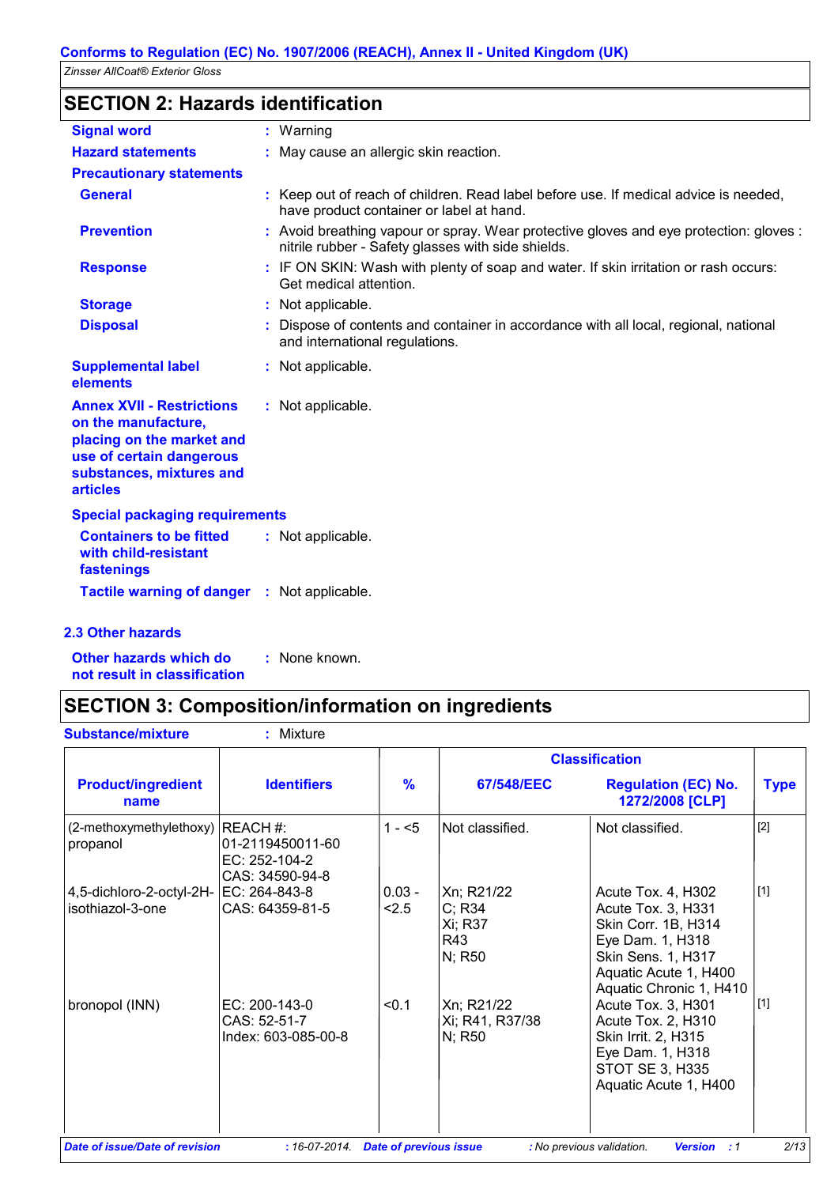## SECTION 2: Hazards identification

**Signal word** : Warning

**Hazard statements** : May cause an allergic skin reaction.

**Precautionary statements**

**General** : Keep out of reach of children. Read label before use. If medical advice is needed, have product container or label at hand.

**Prevention** : Avoid breathing vapour or spray. Wear protective gloves and eye protection: gloves : nitrile rubber - Safety glasses with side shields.

**Response** : IF ON SKIN: Wash with plenty of soap and water. If skin irritation or rash occurs: Get medical attention.

**Storage** : Not applicable.

**Disposal** : Dispose of contents and container in accordance with all local, regional, national and international regulations.

**Supplemental label elements** : Not applicable.

**Annex XVII - Restrictions on the manufacture, placing on the market and use of certain dangerous substances, mixtures and articles** : Not applicable.

**Special packaging requirements**

**Containers to be fitted with child-resistant fastenings** : Not applicable.

**Tactile warning of danger** : Not applicable.

### 2.3 Other hazards

**Other hazards which do not result in classification** : None known.

## SECTION 3: Composition/information on ingredients

**Substance/mixture** : Mixture

| Product/ingredient name | Identifiers | % | Classification | | Type |
|---|---|---|---|---|---|
| | | | 67/548/EEC | Regulation (EC) No. 1272/2008 [CLP] | |
| (2-methoxymethylethoxy) propanol | REACH #: 01-2119450011-60<br>EC: 252-104-2<br>CAS: 34590-94-8 | 1 - <5 | Not classified. | Not classified. | [2] |
| 4,5-dichloro-2-octyl-2H-isothiazol-3-one | EC: 264-843-8<br>CAS: 64359-81-5 | 0.03 - <2.5 | Xn; R21/22<br>C; R34<br>Xi; R37<br>R43<br>N; R50 | Acute Tox. 4, H302<br>Acute Tox. 3, H331<br>Skin Corr. 1B, H314<br>Eye Dam. 1, H318<br>Skin Sens. 1, H317<br>Aquatic Acute 1, H400<br>Aquatic Chronic 1, H410 | [1] |
| bronopol (INN) | EC: 200-143-0<br>CAS: 52-51-7<br>Index: 603-085-00-8 | <0.1 | Xn; R21/22<br>Xi; R41, R37/38<br>N; R50 | Acute Tox. 3, H301<br>Acute Tox. 2, H310<br>Skin Irrit. 2, H315<br>Eye Dam. 1, H318<br>STOT SE 3, H335<br>Aquatic Acute 1, H400 | [1] |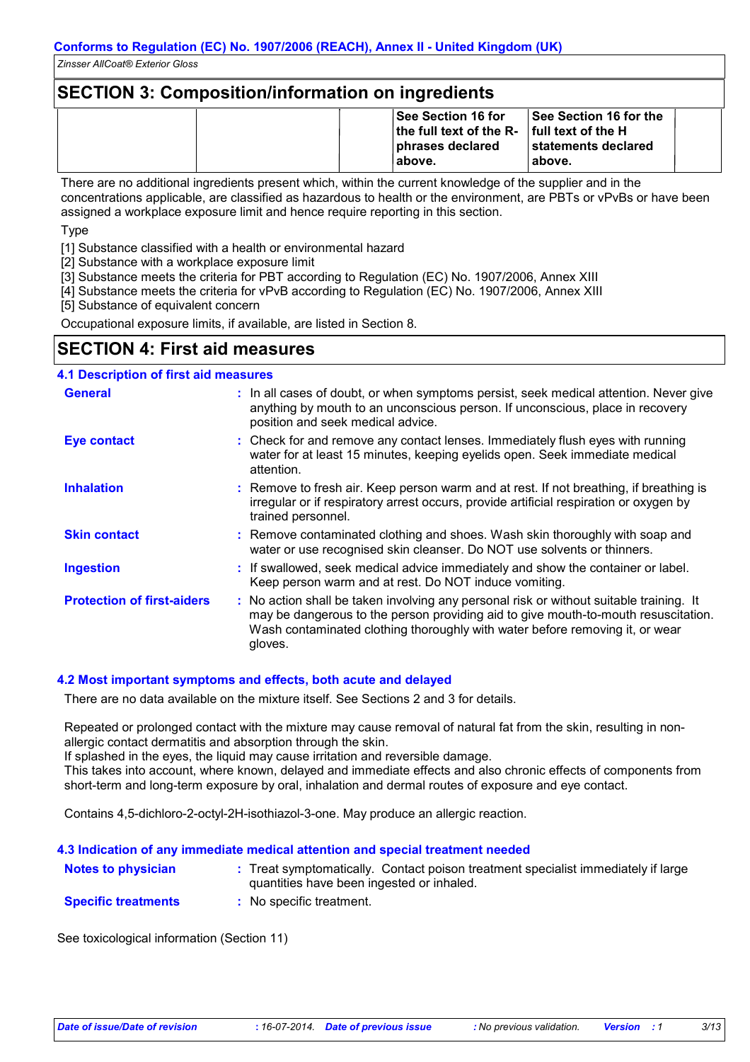## SECTION 3: Composition/information on ingredients

| | | | See Section 16 for the full text of the R-phrases declared above. | See Section 16 for the full text of the H statements declared above. | |
|---|---|---|---|---|---|

There are no additional ingredients present which, within the current knowledge of the supplier and in the concentrations applicable, are classified as hazardous to health or the environment, are PBTs or vPvBs or have been assigned a workplace exposure limit and hence require reporting in this section.

Type

[1] Substance classified with a health or environmental hazard
[2] Substance with a workplace exposure limit
[3] Substance meets the criteria for PBT according to Regulation (EC) No. 1907/2006, Annex XIII
[4] Substance meets the criteria for vPvB according to Regulation (EC) No. 1907/2006, Annex XIII
[5] Substance of equivalent concern

Occupational exposure limits, if available, are listed in Section 8.

## SECTION 4: First aid measures

### 4.1 Description of first aid measures

**General** : In all cases of doubt, or when symptoms persist, seek medical attention. Never give anything by mouth to an unconscious person. If unconscious, place in recovery position and seek medical advice.

**Eye contact** : Check for and remove any contact lenses. Immediately flush eyes with running water for at least 15 minutes, keeping eyelids open. Seek immediate medical attention.

**Inhalation** : Remove to fresh air. Keep person warm and at rest. If not breathing, if breathing is irregular or if respiratory arrest occurs, provide artificial respiration or oxygen by trained personnel.

**Skin contact** : Remove contaminated clothing and shoes. Wash skin thoroughly with soap and water or use recognised skin cleanser. Do NOT use solvents or thinners.

**Ingestion** : If swallowed, seek medical advice immediately and show the container or label. Keep person warm and at rest. Do NOT induce vomiting.

**Protection of first-aiders** : No action shall be taken involving any personal risk or without suitable training. It may be dangerous to the person providing aid to give mouth-to-mouth resuscitation. Wash contaminated clothing thoroughly with water before removing it, or wear gloves.

### 4.2 Most important symptoms and effects, both acute and delayed

There are no data available on the mixture itself. See Sections 2 and 3 for details.

Repeated or prolonged contact with the mixture may cause removal of natural fat from the skin, resulting in non-allergic contact dermatitis and absorption through the skin.
If splashed in the eyes, the liquid may cause irritation and reversible damage.
This takes into account, where known, delayed and immediate effects and also chronic effects of components from short-term and long-term exposure by oral, inhalation and dermal routes of exposure and eye contact.

Contains 4,5-dichloro-2-octyl-2H-isothiazol-3-one. May produce an allergic reaction.

### 4.3 Indication of any immediate medical attention and special treatment needed

**Notes to physician** : Treat symptomatically. Contact poison treatment specialist immediately if large quantities have been ingested or inhaled.

**Specific treatments** : No specific treatment.

See toxicological information (Section 11)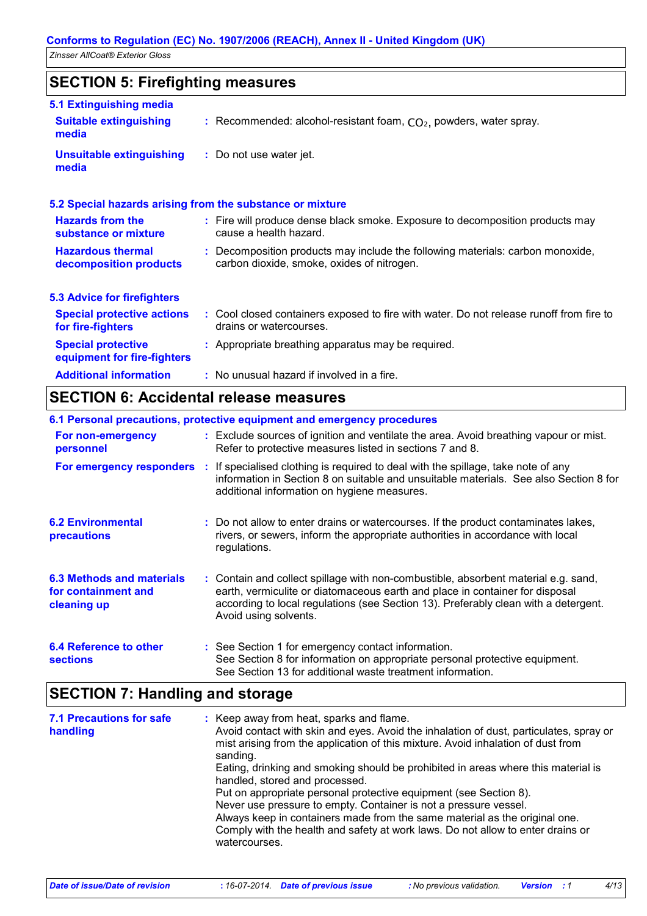## SECTION 5: Firefighting measures

### 5.1 Extinguishing media

**Suitable extinguishing media** : Recommended: alcohol-resistant foam, $CO_2$, powders, water spray.

**Unsuitable extinguishing media** : Do not use water jet.

### 5.2 Special hazards arising from the substance or mixture

**Hazards from the substance or mixture** : Fire will produce dense black smoke. Exposure to decomposition products may cause a health hazard.

**Hazardous thermal decomposition products** : Decomposition products may include the following materials: carbon monoxide, carbon dioxide, smoke, oxides of nitrogen.

### 5.3 Advice for firefighters

**Special protective actions for fire-fighters** : Cool closed containers exposed to fire with water. Do not release runoff from fire to drains or watercourses.

**Special protective equipment for fire-fighters** : Appropriate breathing apparatus may be required.

**Additional information** : No unusual hazard if involved in a fire.

## SECTION 6: Accidental release measures

### 6.1 Personal precautions, protective equipment and emergency procedures

**For non-emergency personnel** : Exclude sources of ignition and ventilate the area. Avoid breathing vapour or mist. Refer to protective measures listed in sections 7 and 8.

**For emergency responders** : If specialised clothing is required to deal with the spillage, take note of any information in Section 8 on suitable and unsuitable materials. See also Section 8 for additional information on hygiene measures.

**6.2 Environmental precautions** : Do not allow to enter drains or watercourses. If the product contaminates lakes, rivers, or sewers, inform the appropriate authorities in accordance with local regulations.

**6.3 Methods and materials for containment and cleaning up** : Contain and collect spillage with non-combustible, absorbent material e.g. sand, earth, vermiculite or diatomaceous earth and place in container for disposal according to local regulations (see Section 13). Preferably clean with a detergent. Avoid using solvents.

**6.4 Reference to other sections** : See Section 1 for emergency contact information.
See Section 8 for information on appropriate personal protective equipment.
See Section 13 for additional waste treatment information.

## SECTION 7: Handling and storage

**7.1 Precautions for safe handling** : Keep away from heat, sparks and flame.
Avoid contact with skin and eyes. Avoid the inhalation of dust, particulates, spray or mist arising from the application of this mixture. Avoid inhalation of dust from sanding.
Eating, drinking and smoking should be prohibited in areas where this material is handled, stored and processed.
Put on appropriate personal protective equipment (see Section 8).
Never use pressure to empty. Container is not a pressure vessel.
Always keep in containers made from the same material as the original one.
Comply with the health and safety at work laws. Do not allow to enter drains or watercourses.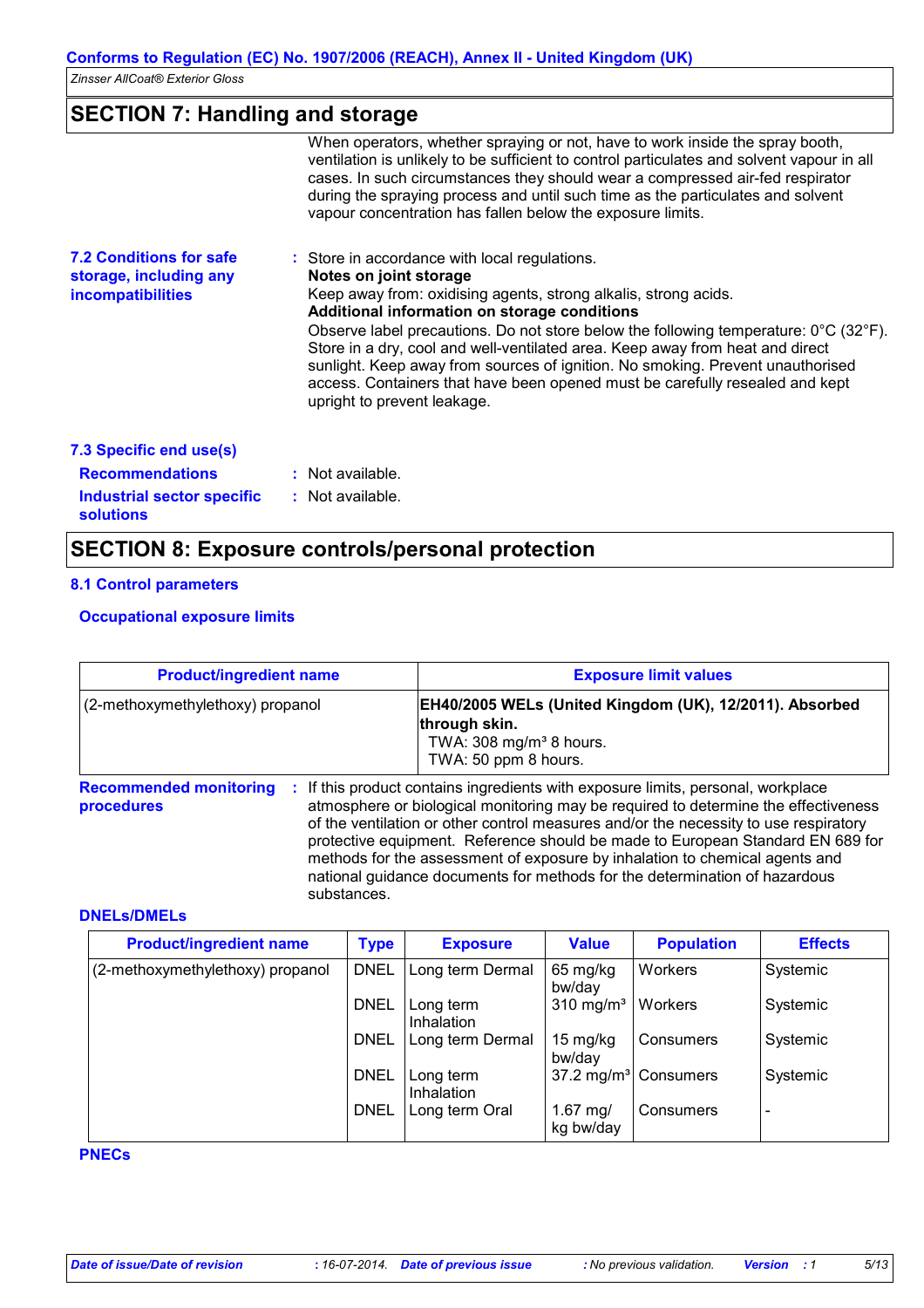## SECTION 7: Handling and storage

When operators, whether spraying or not, have to work inside the spray booth, ventilation is unlikely to be sufficient to control particulates and solvent vapour in all cases. In such circumstances they should wear a compressed air-fed respirator during the spraying process and until such time as the particulates and solvent vapour concentration has fallen below the exposure limits.

**7.2 Conditions for safe storage, including any incompatibilities** : Store in accordance with local regulations.

**Notes on joint storage**

Keep away from: oxidising agents, strong alkalis, strong acids.

**Additional information on storage conditions**

Observe label precautions. Do not store below the following temperature: 0°C (32°F). Store in a dry, cool and well-ventilated area. Keep away from heat and direct sunlight. Keep away from sources of ignition. No smoking. Prevent unauthorised access. Containers that have been opened must be carefully resealed and kept upright to prevent leakage.

**7.3 Specific end use(s)**

**Recommendations** : Not available.

**Industrial sector specific solutions** : Not available.

## SECTION 8: Exposure controls/personal protection

### 8.1 Control parameters

#### Occupational exposure limits

| Product/ingredient name | Exposure limit values |
|---|---|
| (2-methoxymethylethoxy) propanol | **EH40/2005 WELs (United Kingdom (UK), 12/2011). Absorbed through skin.** TWA: 308 mg/m³ 8 hours. TWA: 50 ppm 8 hours. |

**Recommended monitoring procedures** : If this product contains ingredients with exposure limits, personal, workplace atmosphere or biological monitoring may be required to determine the effectiveness of the ventilation or other control measures and/or the necessity to use respiratory protective equipment. Reference should be made to European Standard EN 689 for methods for the assessment of exposure by inhalation to chemical agents and national guidance documents for methods for the determination of hazardous substances.

#### DNELs/DMELs

| Product/ingredient name | Type | Exposure | Value | Population | Effects |
|---|---|---|---|---|---|
| (2-methoxymethylethoxy) propanol | DNEL | Long term Dermal | 65 mg/kg bw/day | Workers | Systemic |
| | DNEL | Long term Inhalation | 310 mg/m³ | Workers | Systemic |
| | DNEL | Long term Dermal | 15 mg/kg bw/day | Consumers | Systemic |
| | DNEL | Long term Inhalation | 37.2 mg/m³ | Consumers | Systemic |
| | DNEL | Long term Oral | 1.67 mg/kg bw/day | Consumers | - |

#### PNECs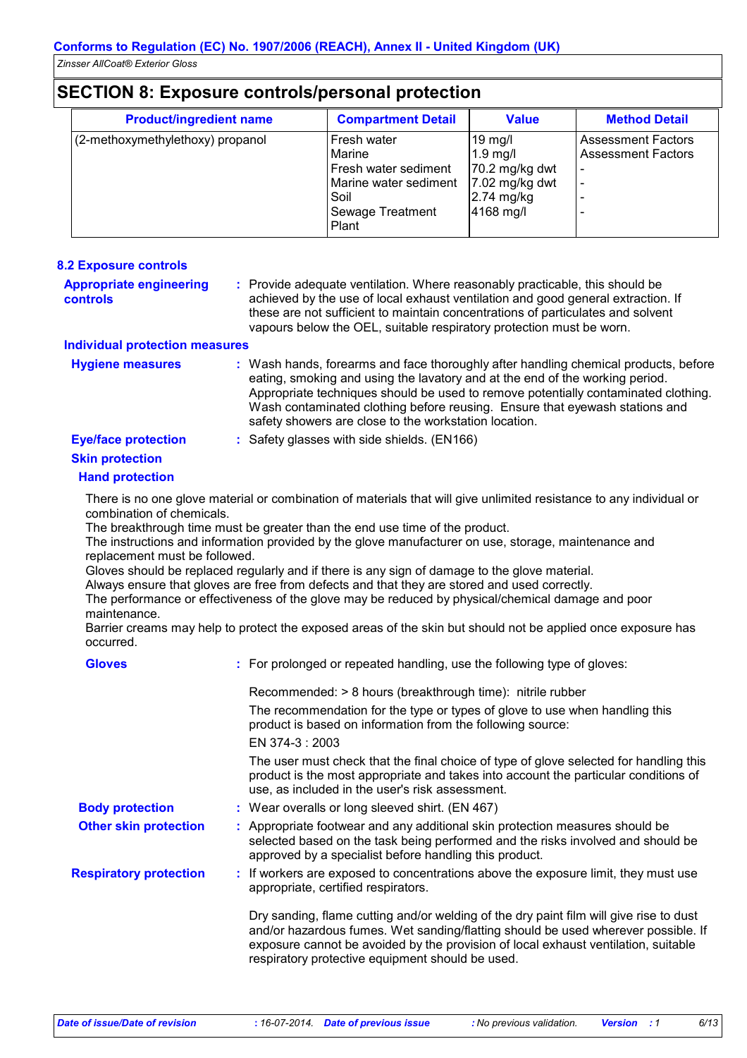## SECTION 8: Exposure controls/personal protection

| Product/ingredient name | Compartment Detail | Value | Method Detail |
|---|---|---|---|
| (2-methoxymethylethoxy) propanol | Fresh water<br>Marine<br>Fresh water sediment<br>Marine water sediment<br>Soil<br>Sewage Treatment Plant | 19 mg/l<br>1.9 mg/l<br>70.2 mg/kg dwt<br>7.02 mg/kg dwt<br>2.74 mg/kg<br>4168 mg/l | Assessment Factors<br>Assessment Factors<br>-<br>-<br>-<br>- |

### 8.2 Exposure controls

**Appropriate engineering controls** : Provide adequate ventilation. Where reasonably practicable, this should be achieved by the use of local exhaust ventilation and good general extraction. If these are not sufficient to maintain concentrations of particulates and solvent vapours below the OEL, suitable respiratory protection must be worn.

**Individual protection measures**

**Hygiene measures** : Wash hands, forearms and face thoroughly after handling chemical products, before eating, smoking and using the lavatory and at the end of the working period. Appropriate techniques should be used to remove potentially contaminated clothing. Wash contaminated clothing before reusing. Ensure that eyewash stations and safety showers are close to the workstation location.

**Eye/face protection** : Safety glasses with side shields. (EN166)

**Skin protection**

**Hand protection**

There is no one glove material or combination of materials that will give unlimited resistance to any individual or combination of chemicals.
The breakthrough time must be greater than the end use time of the product.
The instructions and information provided by the glove manufacturer on use, storage, maintenance and replacement must be followed.
Gloves should be replaced regularly and if there is any sign of damage to the glove material.
Always ensure that gloves are free from defects and that they are stored and used correctly.
The performance or effectiveness of the glove may be reduced by physical/chemical damage and poor maintenance.
Barrier creams may help to protect the exposed areas of the skin but should not be applied once exposure has occurred.

**Gloves** : For prolonged or repeated handling, use the following type of gloves:

Recommended: > 8 hours (breakthrough time): nitrile rubber

The recommendation for the type or types of glove to use when handling this product is based on information from the following source:

EN 374-3 : 2003

The user must check that the final choice of type of glove selected for handling this product is the most appropriate and takes into account the particular conditions of use, as included in the user's risk assessment.

**Body protection** : Wear overalls or long sleeved shirt. (EN 467)

**Other skin protection** : Appropriate footwear and any additional skin protection measures should be selected based on the task being performed and the risks involved and should be approved by a specialist before handling this product.

**Respiratory protection** : If workers are exposed to concentrations above the exposure limit, they must use appropriate, certified respirators.

Dry sanding, flame cutting and/or welding of the dry paint film will give rise to dust and/or hazardous fumes. Wet sanding/flatting should be used wherever possible. If exposure cannot be avoided by the provision of local exhaust ventilation, suitable respiratory protective equipment should be used.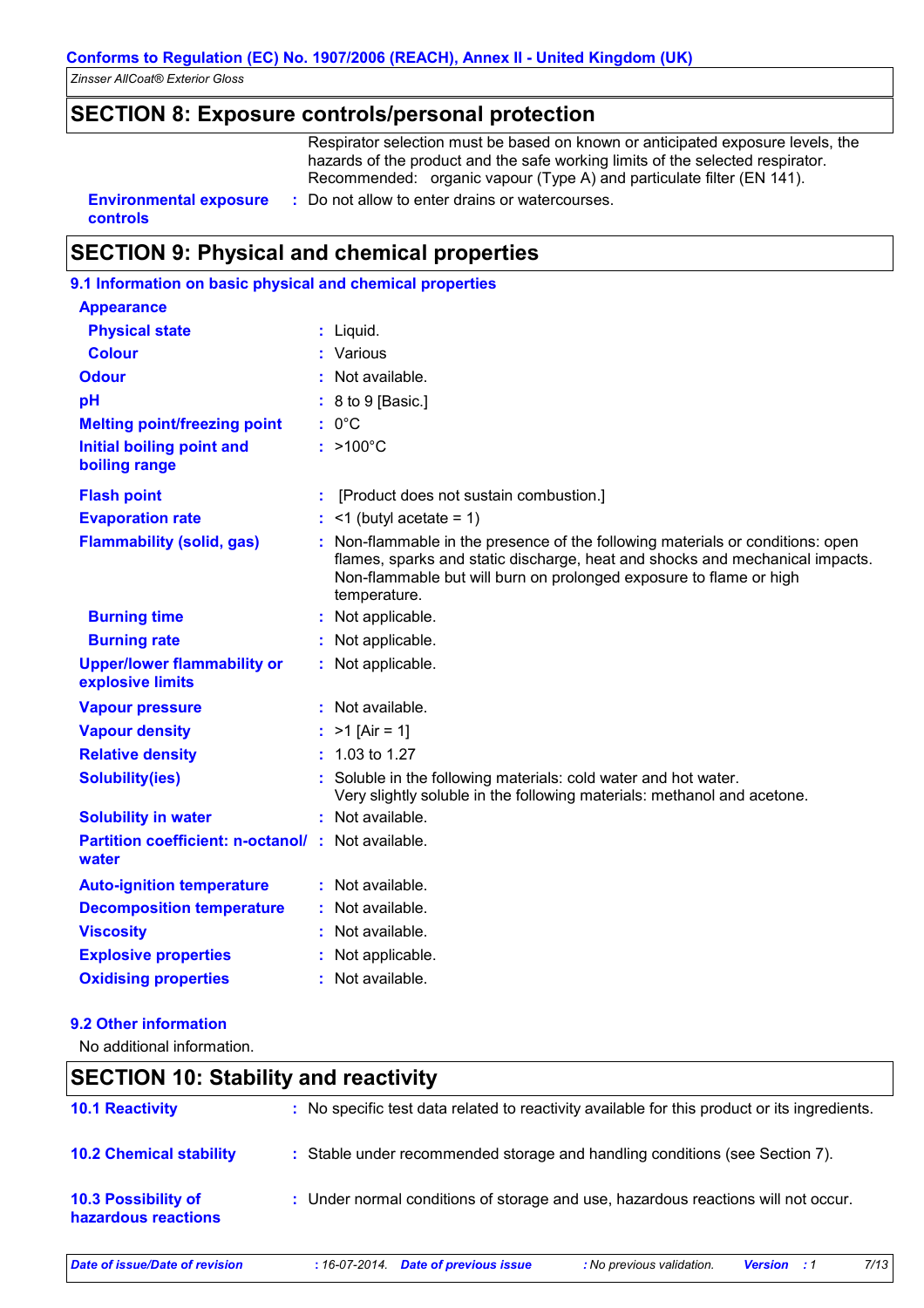## SECTION 8: Exposure controls/personal protection

Respirator selection must be based on known or anticipated exposure levels, the hazards of the product and the safe working limits of the selected respirator. Recommended: organic vapour (Type A) and particulate filter (EN 141).

**Environmental exposure controls** : Do not allow to enter drains or watercourses.

## SECTION 9: Physical and chemical properties

### 9.1 Information on basic physical and chemical properties

**Appearance**

| | |
|---|---|
| **Physical state** | : Liquid. |
| **Colour** | : Various |
| **Odour** | : Not available. |
| **pH** | : 8 to 9 [Basic.] |
| **Melting point/freezing point** | : 0°C |
| **Initial boiling point and boiling range** | : >100°C |
| **Flash point** | : [Product does not sustain combustion.] |
| **Evaporation rate** | : <1 (butyl acetate = 1) |
| **Flammability (solid, gas)** | : Non-flammable in the presence of the following materials or conditions: open flames, sparks and static discharge, heat and shocks and mechanical impacts. Non-flammable but will burn on prolonged exposure to flame or high temperature. |
| **Burning time** | : Not applicable. |
| **Burning rate** | : Not applicable. |
| **Upper/lower flammability or explosive limits** | : Not applicable. |
| **Vapour pressure** | : Not available. |
| **Vapour density** | : >1 [Air = 1] |
| **Relative density** | : 1.03 to 1.27 |
| **Solubility(ies)** | : Soluble in the following materials: cold water and hot water. Very slightly soluble in the following materials: methanol and acetone. |
| **Solubility in water** | : Not available. |
| **Partition coefficient: n-octanol/water** | : Not available. |
| **Auto-ignition temperature** | : Not available. |
| **Decomposition temperature** | : Not available. |
| **Viscosity** | : Not available. |
| **Explosive properties** | : Not applicable. |
| **Oxidising properties** | : Not available. |

### 9.2 Other information

No additional information.

## SECTION 10: Stability and reactivity

**10.1 Reactivity** : No specific test data related to reactivity available for this product or its ingredients.

**10.2 Chemical stability** : Stable under recommended storage and handling conditions (see Section 7).

**10.3 Possibility of hazardous reactions** : Under normal conditions of storage and use, hazardous reactions will not occur.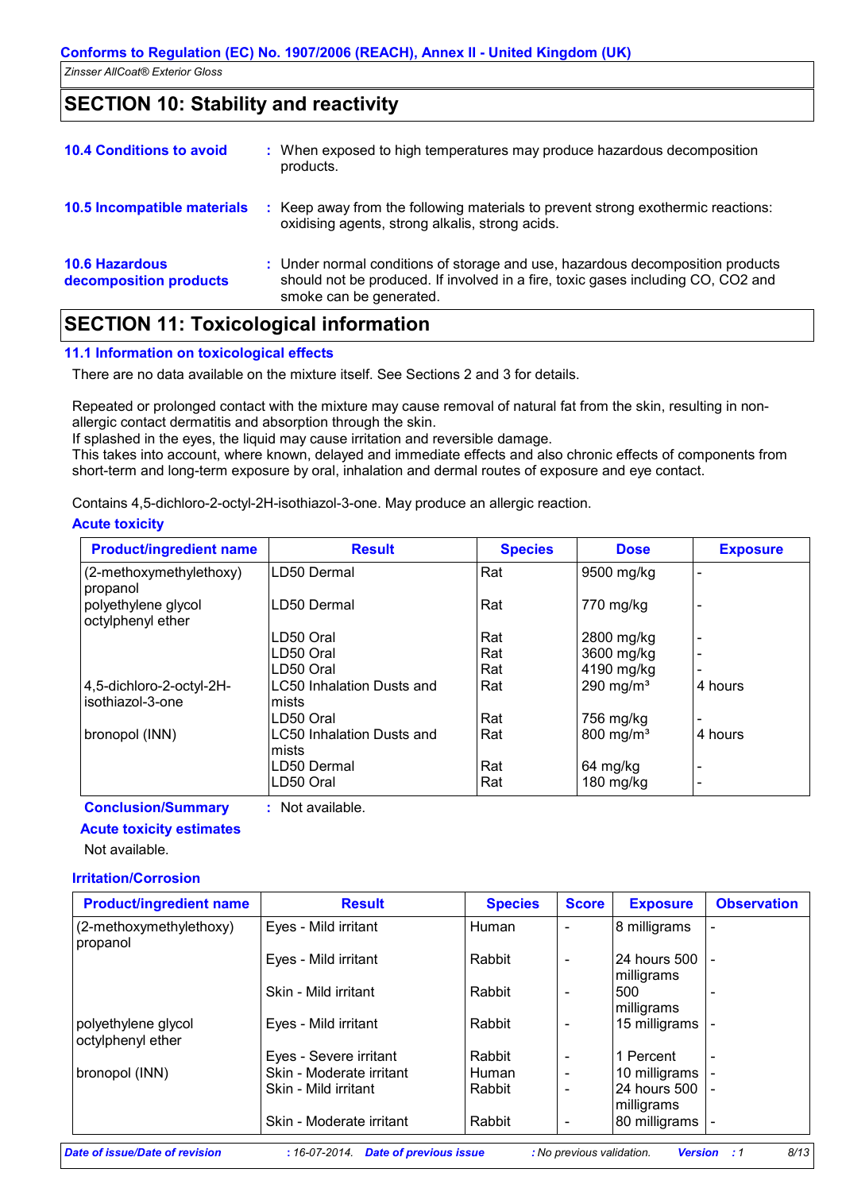## SECTION 10: Stability and reactivity

**10.4 Conditions to avoid** : When exposed to high temperatures may produce hazardous decomposition products.

**10.5 Incompatible materials** : Keep away from the following materials to prevent strong exothermic reactions: oxidising agents, strong alkalis, strong acids.

**10.6 Hazardous decomposition products** : Under normal conditions of storage and use, hazardous decomposition products should not be produced. If involved in a fire, toxic gases including CO, $CO_2$ and smoke can be generated.

## SECTION 11: Toxicological information

### 11.1 Information on toxicological effects

There are no data available on the mixture itself. See Sections 2 and 3 for details.

Repeated or prolonged contact with the mixture may cause removal of natural fat from the skin, resulting in non-allergic contact dermatitis and absorption through the skin.
If splashed in the eyes, the liquid may cause irritation and reversible damage.
This takes into account, where known, delayed and immediate effects and also chronic effects of components from short-term and long-term exposure by oral, inhalation and dermal routes of exposure and eye contact.

Contains 4,5-dichloro-2-octyl-2H-isothiazol-3-one. May produce an allergic reaction.

**Acute toxicity**

| Product/ingredient name | Result | Species | Dose | Exposure |
|---|---|---|---|---|
| (2-methoxymethylethoxy) propanol | LD50 Dermal | Rat | 9500 mg/kg | - |
| polyethylene glycol octylphenyl ether | LD50 Dermal | Rat | 770 mg/kg | - |
| | LD50 Oral | Rat | 2800 mg/kg | - |
| | LD50 Oral | Rat | 3600 mg/kg | - |
| | LD50 Oral | Rat | 4190 mg/kg | - |
| 4,5-dichloro-2-octyl-2H-isothiazol-3-one | LC50 Inhalation Dusts and mists | Rat | 290 mg/m³ | 4 hours |
| | LD50 Oral | Rat | 756 mg/kg | - |
| bronopol (INN) | LC50 Inhalation Dusts and mists | Rat | 800 mg/m³ | 4 hours |
| | LD50 Dermal | Rat | 64 mg/kg | - |
| | LD50 Oral | Rat | 180 mg/kg | - |

**Conclusion/Summary** : Not available.

**Acute toxicity estimates**

Not available.

**Irritation/Corrosion**

| Product/ingredient name | Result | Species | Score | Exposure | Observation |
|---|---|---|---|---|---|
| (2-methoxymethylethoxy) propanol | Eyes - Mild irritant | Human | - | 8 milligrams | - |
| | Eyes - Mild irritant | Rabbit | - | 24 hours 500 milligrams | - |
| | Skin - Mild irritant | Rabbit | - | 500 milligrams | - |
| polyethylene glycol octylphenyl ether | Eyes - Mild irritant | Rabbit | - | 15 milligrams | - |
| | Eyes - Severe irritant | Rabbit | - | 1 Percent | - |
| bronopol (INN) | Skin - Moderate irritant | Human | - | 10 milligrams | - |
| | Skin - Mild irritant | Rabbit | - | 24 hours 500 milligrams | - |
| | Skin - Moderate irritant | Rabbit | - | 80 milligrams | - |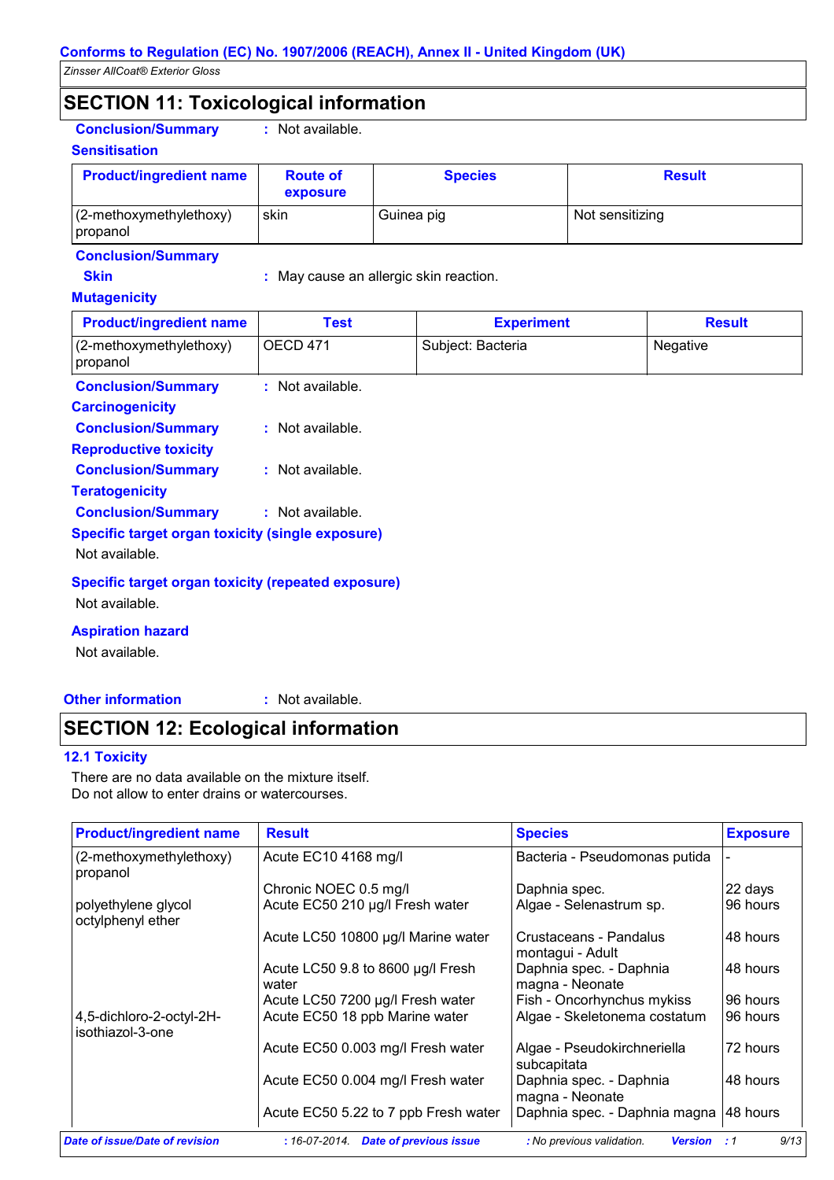## SECTION 11: Toxicological information

**Conclusion/Summary** : Not available.

**Sensitisation**

| Product/ingredient name | Route of exposure | Species | Result |
|---|---|---|---|
| (2-methoxymethylethoxy) propanol | skin | Guinea pig | Not sensitizing |

**Conclusion/Summary**

**Skin** : May cause an allergic skin reaction.

**Mutagenicity**

| Product/ingredient name | Test | Experiment | Result |
|---|---|---|---|
| (2-methoxymethylethoxy) propanol | OECD 471 | Subject: Bacteria | Negative |

**Conclusion/Summary** : Not available.

**Carcinogenicity**

**Conclusion/Summary** : Not available.

**Reproductive toxicity**

**Conclusion/Summary** : Not available.

**Teratogenicity**

**Conclusion/Summary** : Not available.

**Specific target organ toxicity (single exposure)**

Not available.

**Specific target organ toxicity (repeated exposure)**

Not available.

**Aspiration hazard**

Not available.

**Other information** : Not available.

## SECTION 12: Ecological information

### 12.1 Toxicity

There are no data available on the mixture itself.
Do not allow to enter drains or watercourses.

| Product/ingredient name | Result | Species | Exposure |
|---|---|---|---|
| (2-methoxymethylethoxy) propanol | Acute EC10 4168 mg/l | Bacteria - Pseudomonas putida | - |
| | Chronic NOEC 0.5 mg/l | Daphnia spec. | 22 days |
| polyethylene glycol octylphenyl ether | Acute EC50 210 µg/l Fresh water | Algae - Selenastrum sp. | 96 hours |
| | Acute LC50 10800 µg/l Marine water | Crustaceans - Pandalus montagui - Adult | 48 hours |
| | Acute LC50 9.8 to 8600 µg/l Fresh water | Daphnia spec. - Daphnia magna - Neonate | 48 hours |
| | Acute LC50 7200 µg/l Fresh water | Fish - Oncorhynchus mykiss | 96 hours |
| 4,5-dichloro-2-octyl-2H-isothiazol-3-one | Acute EC50 18 ppb Marine water | Algae - Skeletonema costatum | 96 hours |
| | Acute EC50 0.003 mg/l Fresh water | Algae - Pseudokirchneriella subcapitata | 72 hours |
| | Acute EC50 0.004 mg/l Fresh water | Daphnia spec. - Daphnia magna - Neonate | 48 hours |
| | Acute EC50 5.22 to 7 ppb Fresh water | Daphnia spec. - Daphnia magna | 48 hours |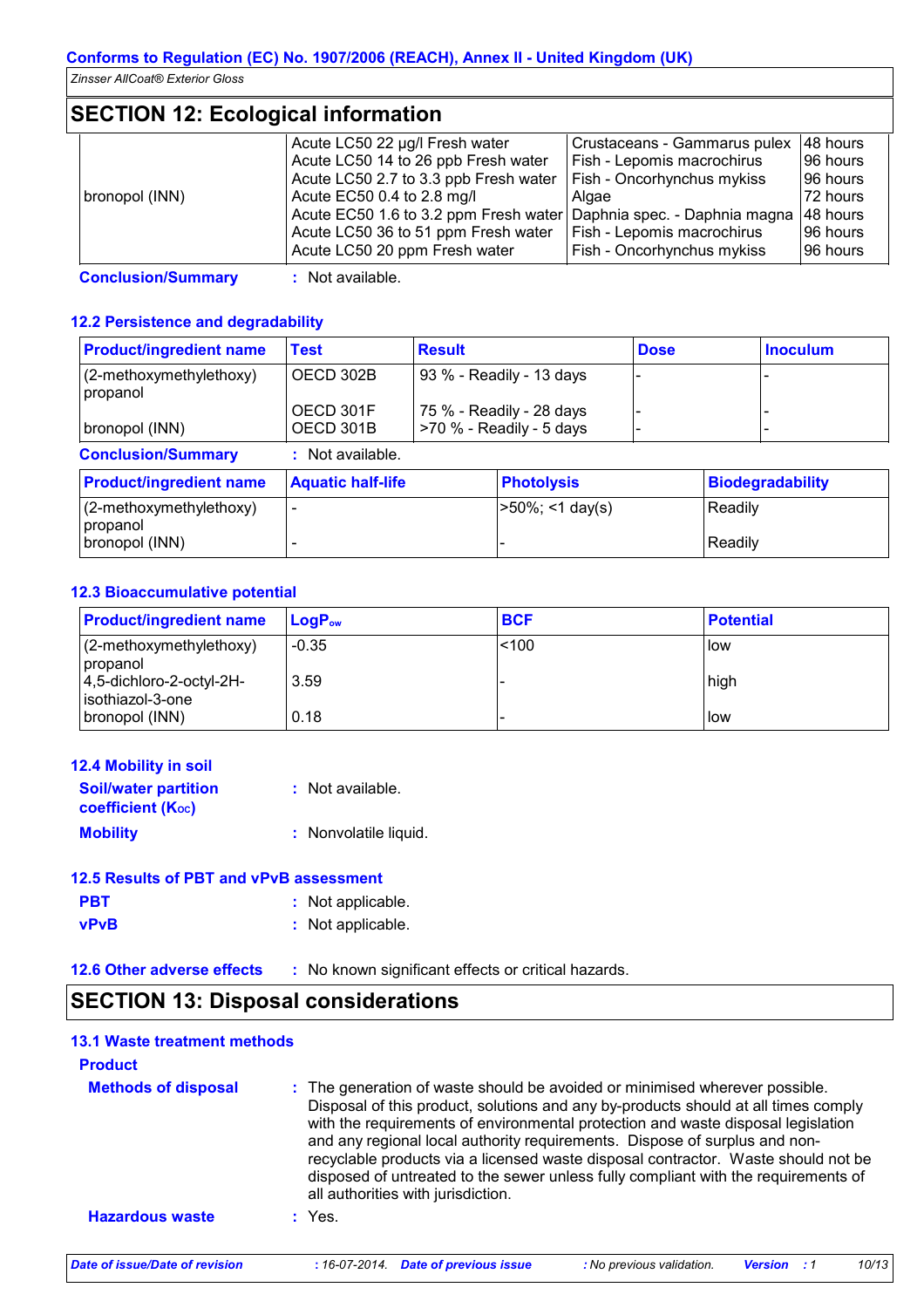Zinsser AllCoat® Exterior Gloss

## SECTION 12: Ecological information

| | | | |
|---|---|---|---|
| bronopol (INN) | Acute LC50 22 µg/l Fresh water | Crustaceans - Gammarus pulex | 48 hours |
| | Acute LC50 14 to 26 ppb Fresh water | Fish - Lepomis macrochirus | 96 hours |
| | Acute LC50 2.7 to 3.3 ppb Fresh water | Fish - Oncorhynchus mykiss | 96 hours |
| | Acute EC50 0.4 to 2.8 mg/l | Algae | 72 hours |
| | Acute EC50 1.6 to 3.2 ppm Fresh water | Daphnia spec. - Daphnia magna | 48 hours |
| | Acute LC50 36 to 51 ppm Fresh water | Fish - Lepomis macrochirus | 96 hours |
| | Acute LC50 20 ppm Fresh water | Fish - Oncorhynchus mykiss | 96 hours |

**Conclusion/Summary** : Not available.

### 12.2 Persistence and degradability

| Product/ingredient name | Test | Result | Dose | Inoculum |
|---|---|---|---|---|
| (2-methoxymethylethoxy) propanol | OECD 302B | 93 % - Readily - 13 days | - | - |
| | OECD 301F | 75 % - Readily - 28 days | - | - |
| bronopol (INN) | OECD 301B | >70 % - Readily - 5 days | - | - |

**Conclusion/Summary** : Not available.

| Product/ingredient name | Aquatic half-life | Photolysis | Biodegradability |
|---|---|---|---|
| (2-methoxymethylethoxy) propanol | - | >50%; <1 day(s) | Readily |
| bronopol (INN) | - | - | Readily |

### 12.3 Bioaccumulative potential

| Product/ingredient name | $LogP_{ow}$ | BCF | Potential |
|---|---|---|---|
| (2-methoxymethylethoxy) propanol | -0.35 | <100 | low |
| 4,5-dichloro-2-octyl-2H-isothiazol-3-one | 3.59 | - | high |
| bronopol (INN) | 0.18 | - | low |

### 12.4 Mobility in soil

**Soil/water partition coefficient ($K_{OC}$)** : Not available.

**Mobility** : Nonvolatile liquid.

### 12.5 Results of PBT and vPvB assessment

**PBT** : Not applicable.

**vPvB** : Not applicable.

### 12.6 Other adverse effects : No known significant effects or critical hazards.

## SECTION 13: Disposal considerations

### 13.1 Waste treatment methods

**Product**

**Methods of disposal** : The generation of waste should be avoided or minimised wherever possible. Disposal of this product, solutions and any by-products should at all times comply with the requirements of environmental protection and waste disposal legislation and any regional local authority requirements. Dispose of surplus and non-recyclable products via a licensed waste disposal contractor. Waste should not be disposed of untreated to the sewer unless fully compliant with the requirements of all authorities with jurisdiction.

**Hazardous waste** : Yes.

*Date of issue/Date of revision* : 16-07-2014. *Date of previous issue* : No previous validation. *Version* : 1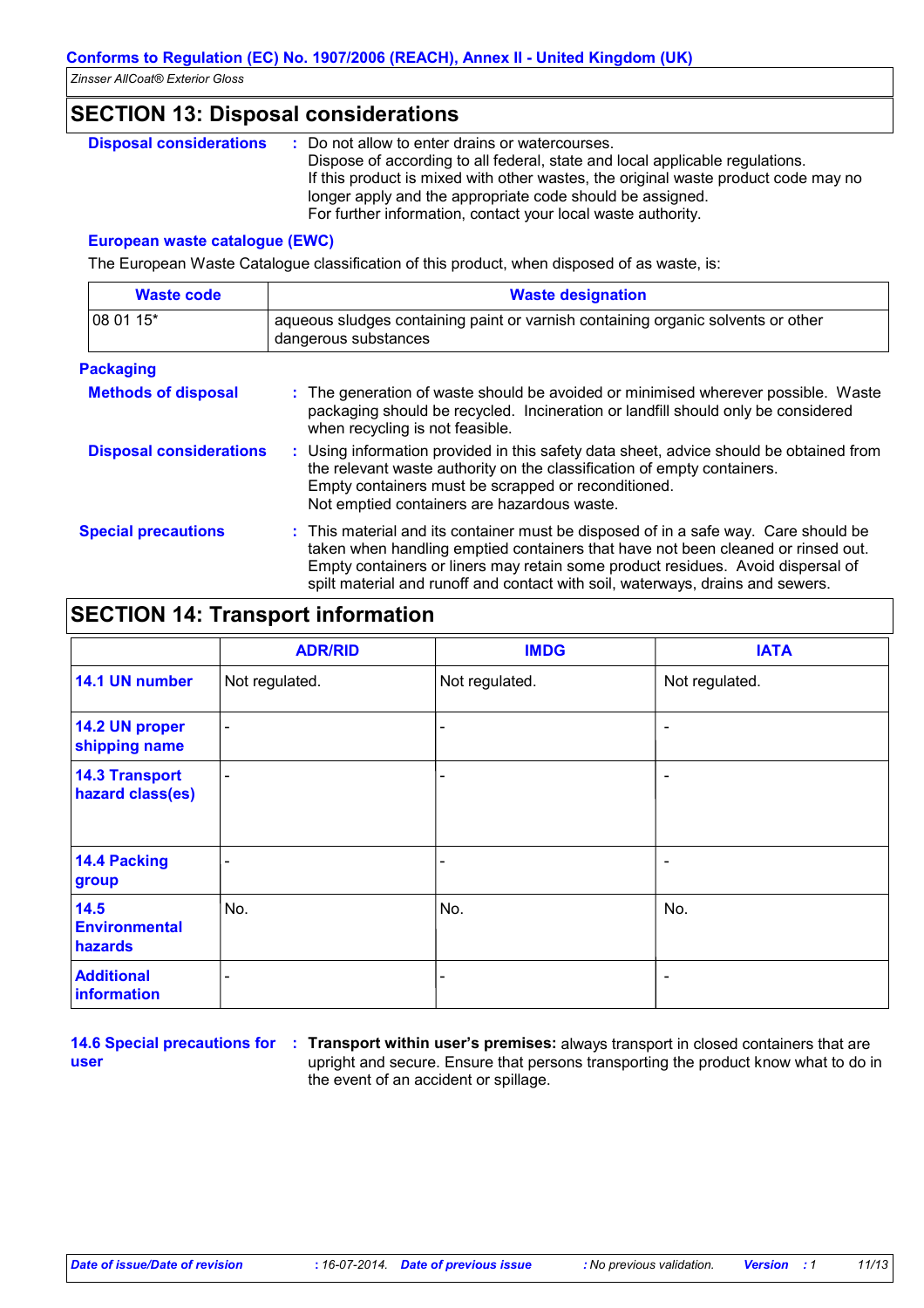## SECTION 13: Disposal considerations

**Disposal considerations** : Do not allow to enter drains or watercourses.
Dispose of according to all federal, state and local applicable regulations.
If this product is mixed with other wastes, the original waste product code may no longer apply and the appropriate code should be assigned.
For further information, contact your local waste authority.

**European waste catalogue (EWC)**

The European Waste Catalogue classification of this product, when disposed of as waste, is:

| Waste code | Waste designation |
|---|---|
| 08 01 15* | aqueous sludges containing paint or varnish containing organic solvents or other dangerous substances |

**Packaging**

**Methods of disposal** : The generation of waste should be avoided or minimised wherever possible. Waste packaging should be recycled. Incineration or landfill should only be considered when recycling is not feasible.

**Disposal considerations** : Using information provided in this safety data sheet, advice should be obtained from the relevant waste authority on the classification of empty containers.
Empty containers must be scrapped or reconditioned.
Not emptied containers are hazardous waste.

**Special precautions** : This material and its container must be disposed of in a safe way. Care should be taken when handling emptied containers that have not been cleaned or rinsed out. Empty containers or liners may retain some product residues. Avoid dispersal of spilt material and runoff and contact with soil, waterways, drains and sewers.

## SECTION 14: Transport information

| | ADR/RID | IMDG | IATA |
|---|---|---|---|
| **14.1 UN number** | Not regulated. | Not regulated. | Not regulated. |
| **14.2 UN proper shipping name** | - | - | - |
| **14.3 Transport hazard class(es)** | - | - | - |
| **14.4 Packing group** | - | - | - |
| **14.5 Environmental hazards** | No. | No. | No. |
| **Additional information** | - | - | - |

**14.6 Special precautions for user** : **Transport within user's premises:** always transport in closed containers that are upright and secure. Ensure that persons transporting the product know what to do in the event of an accident or spillage.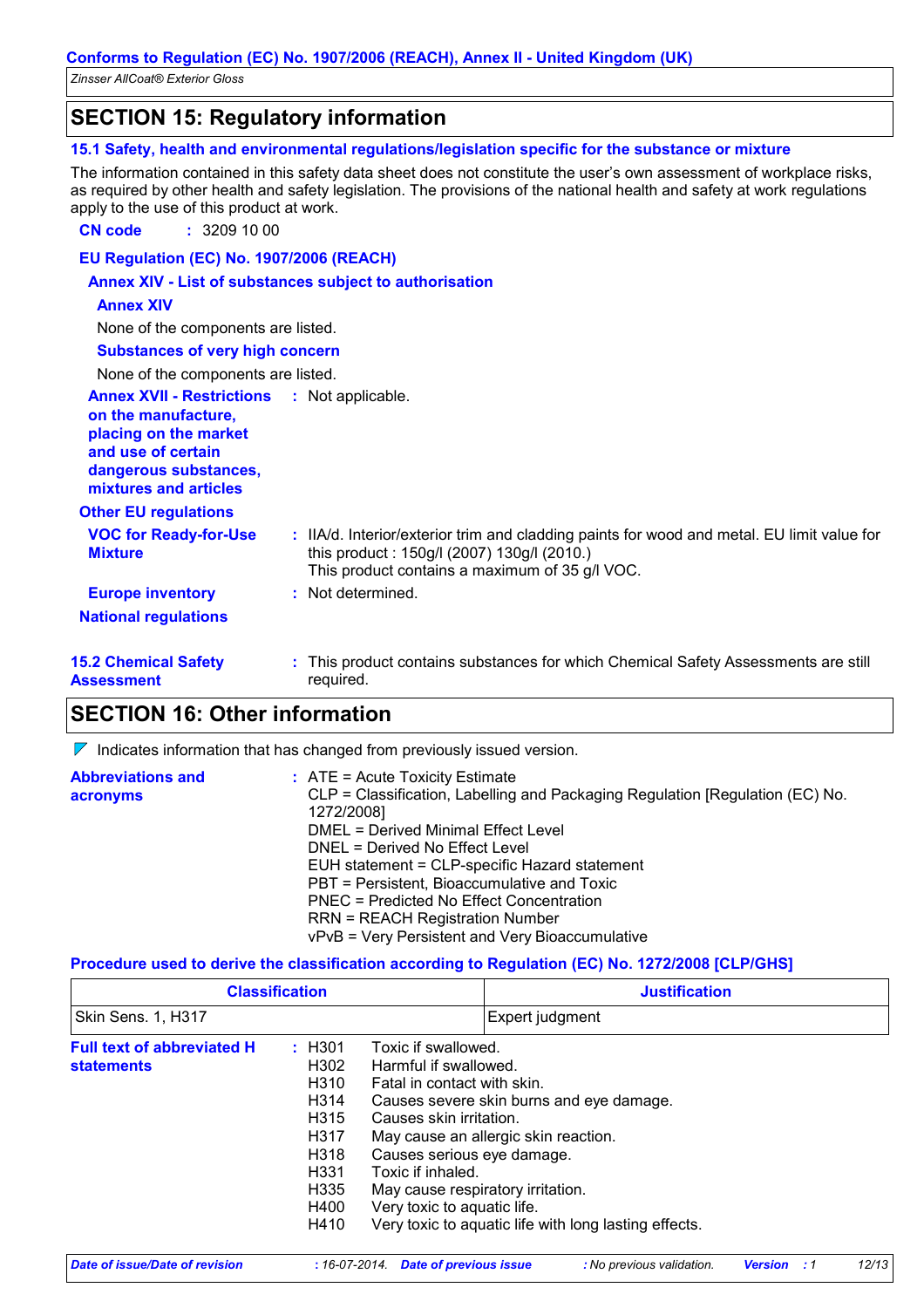## SECTION 15: Regulatory information

### 15.1 Safety, health and environmental regulations/legislation specific for the substance or mixture

The information contained in this safety data sheet does not constitute the user's own assessment of workplace risks, as required by other health and safety legislation. The provisions of the national health and safety at work regulations apply to the use of this product at work.

**CN code** : 3209 10 00

**EU Regulation (EC) No. 1907/2006 (REACH)**

**Annex XIV - List of substances subject to authorisation**

**Annex XIV**

None of the components are listed.

**Substances of very high concern**

None of the components are listed.

**Annex XVII - Restrictions on the manufacture, placing on the market and use of certain dangerous substances, mixtures and articles** : Not applicable.

**Other EU regulations**

**VOC for Ready-for-Use Mixture** : IIA/d. Interior/exterior trim and cladding paints for wood and metal. EU limit value for this product : 150g/l (2007) 130g/l (2010.)
This product contains a maximum of 35 g/l VOC.

**Europe inventory** : Not determined.

**National regulations**

**15.2 Chemical Safety Assessment** : This product contains substances for which Chemical Safety Assessments are still required.

## SECTION 16: Other information

Indicates information that has changed from previously issued version.

**Abbreviations and acronyms** :
ATE = Acute Toxicity Estimate
CLP = Classification, Labelling and Packaging Regulation [Regulation (EC) No. 1272/2008]
DMEL = Derived Minimal Effect Level
DNEL = Derived No Effect Level
EUH statement = CLP-specific Hazard statement
PBT = Persistent, Bioaccumulative and Toxic
PNEC = Predicted No Effect Concentration
RRN = REACH Registration Number
vPvB = Very Persistent and Very Bioaccumulative

**Procedure used to derive the classification according to Regulation (EC) No. 1272/2008 [CLP/GHS]**

| Classification | Justification |
|---|---|
| Skin Sens. 1, H317 | Expert judgment |

**Full text of abbreviated H statements** :

| | |
|---|---|
| H301 | Toxic if swallowed. |
| H302 | Harmful if swallowed. |
| H310 | Fatal in contact with skin. |
| H314 | Causes severe skin burns and eye damage. |
| H315 | Causes skin irritation. |
| H317 | May cause an allergic skin reaction. |
| H318 | Causes serious eye damage. |
| H331 | Toxic if inhaled. |
| H335 | May cause respiratory irritation. |
| H400 | Very toxic to aquatic life. |
| H410 | Very toxic to aquatic life with long lasting effects. |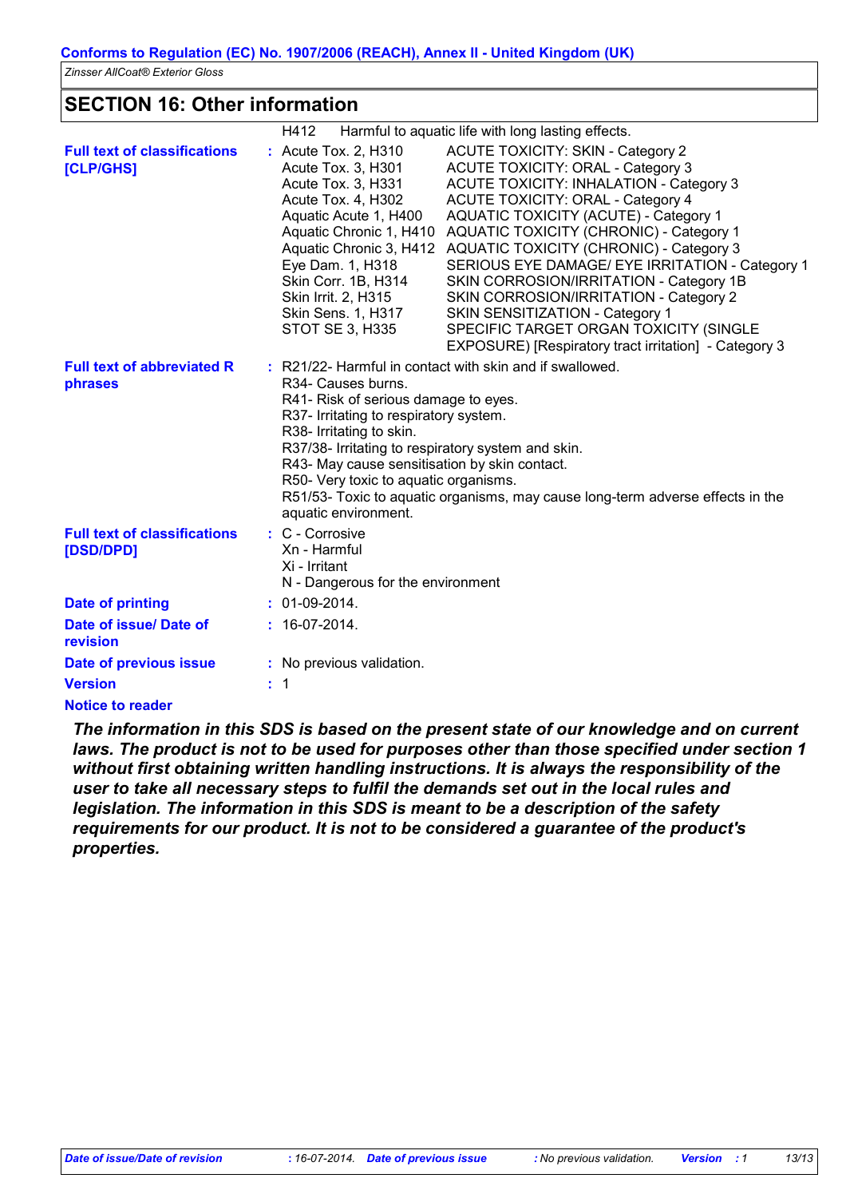## SECTION 16: Other information

| | | |
|---|---|---|
| | | H412 Harmful to aquatic life with long lasting effects. |
| **Full text of classifications [CLP/GHS]** | : Acute Tox. 2, H310 | ACUTE TOXICITY: SKIN - Category 2 |
| | Acute Tox. 3, H301 | ACUTE TOXICITY: ORAL - Category 3 |
| | Acute Tox. 3, H331 | ACUTE TOXICITY: INHALATION - Category 3 |
| | Acute Tox. 4, H302 | ACUTE TOXICITY: ORAL - Category 4 |
| | Aquatic Acute 1, H400 | AQUATIC TOXICITY (ACUTE) - Category 1 |
| | Aquatic Chronic 1, H410 | AQUATIC TOXICITY (CHRONIC) - Category 1 |
| | Aquatic Chronic 3, H412 | AQUATIC TOXICITY (CHRONIC) - Category 3 |
| | Eye Dam. 1, H318 | SERIOUS EYE DAMAGE/ EYE IRRITATION - Category 1 |
| | Skin Corr. 1B, H314 | SKIN CORROSION/IRRITATION - Category 1B |
| | Skin Irrit. 2, H315 | SKIN CORROSION/IRRITATION - Category 2 |
| | Skin Sens. 1, H317 | SKIN SENSITIZATION - Category 1 |
| | STOT SE 3, H335 | SPECIFIC TARGET ORGAN TOXICITY (SINGLE EXPOSURE) [Respiratory tract irritation] - Category 3 |

**Full text of abbreviated R phrases** : R21/22- Harmful in contact with skin and if swallowed.
R34- Causes burns.
R41- Risk of serious damage to eyes.
R37- Irritating to respiratory system.
R38- Irritating to skin.
R37/38- Irritating to respiratory system and skin.
R43- May cause sensitisation by skin contact.
R50- Very toxic to aquatic organisms.
R51/53- Toxic to aquatic organisms, may cause long-term adverse effects in the aquatic environment.

**Full text of classifications [DSD/DPD]** : C - Corrosive
Xn - Harmful
Xi - Irritant
N - Dangerous for the environment

**Date of printing** : 01-09-2014.

**Date of issue/ Date of revision** : 16-07-2014.

**Date of previous issue** : No previous validation.

**Version** : 1

**Notice to reader**

***The information in this SDS is based on the present state of our knowledge and on current laws. The product is not to be used for purposes other than those specified under section 1 without first obtaining written handling instructions. It is always the responsibility of the user to take all necessary steps to fulfil the demands set out in the local rules and legislation. The information in this SDS is meant to be a description of the safety requirements for our product. It is not to be considered a guarantee of the product's properties.***